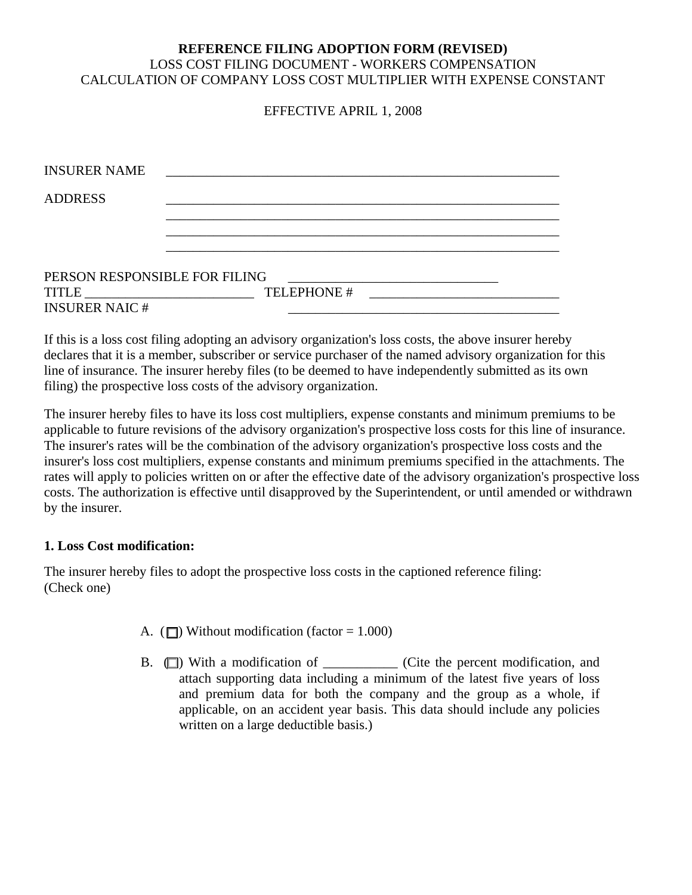**REFERENCE FILING ADOPTION FORM (REVISED)**

LOSS COST FILING DOCUMENT - WORKERS COMPENSATION

CALCULATION OF COMPANY LOSS COST MULTIPLIER WITH EXPENSE CONSTANT

EFFECTIVE APRIL 1, 2008

INSURER NAME ____________________________________________________________

ADDRESS ____________________________________________________________

____________________________________________________________

____________________________________________________________

____________________________________________________________

PERSON RESPONSIBLE FOR FILING ________________________________

TITLE __________________________ TELEPHONE # ____________________________

INSURER NAIC # _________________________________________

If this is a loss cost filing adopting an advisory organization's loss costs, the above insurer hereby declares that it is a member, subscriber or service purchaser of the named advisory organization for this line of insurance. The insurer hereby files (to be deemed to have independently submitted as its own filing) the prospective loss costs of the advisory organization.

The insurer hereby files to have its loss cost multipliers, expense constants and minimum premiums to be applicable to future revisions of the advisory organization's prospective loss costs for this line of insurance. The insurer's rates will be the combination of the advisory organization's prospective loss costs and the insurer's loss cost multipliers, expense constants and minimum premiums specified in the attachments. The rates will apply to policies written on or after the effective date of the advisory organization's prospective loss costs. The authorization is effective until disapproved by the Superintendent, or until amended or withdrawn by the insurer.

**1. Loss Cost modification:**

The insurer hereby files to adopt the prospective loss costs in the captioned reference filing: (Check one)

A. (☐) Without modification (factor = 1.000)

B. (☐) With a modification of ___________ (Cite the percent modification, and attach supporting data including a minimum of the latest five years of loss and premium data for both the company and the group as a whole, if applicable, on an accident year basis. This data should include any policies written on a large deductible basis.)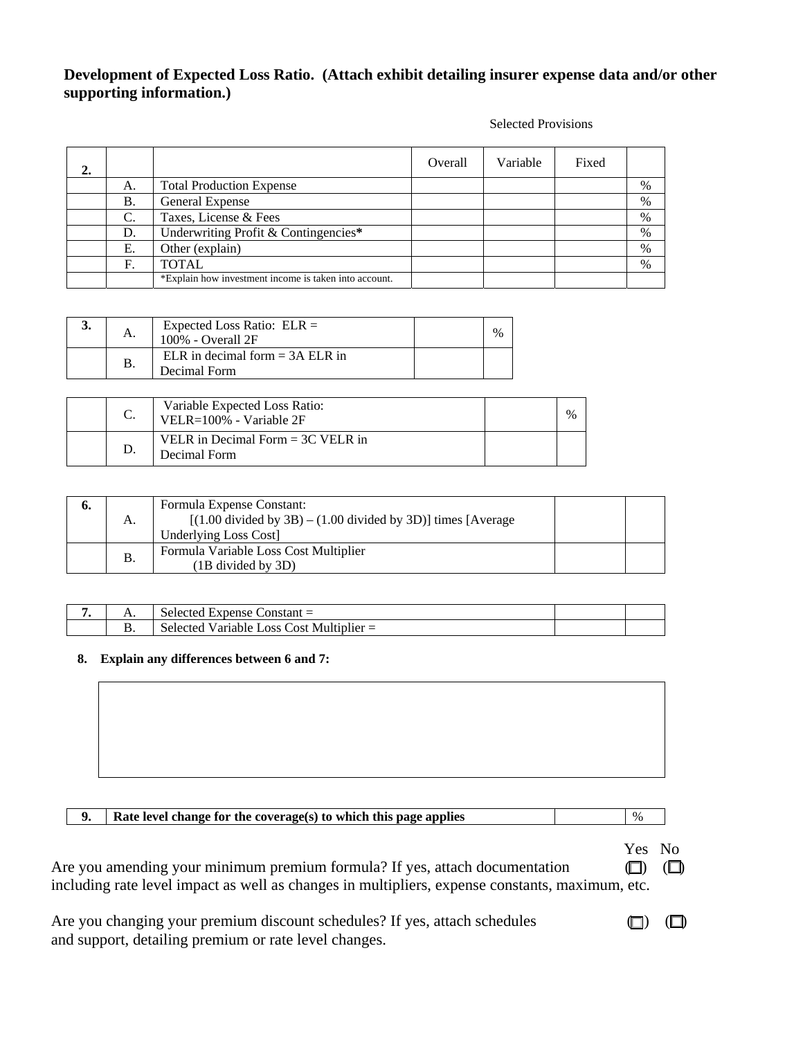**Development of Expected Loss Ratio. (Attach exhibit detailing insurer expense data and/or other supporting information.)**

Selected Provisions

| 2. | | | Overall | Variable | Fixed | |
|---|---|---|---|---|---|---|
| | A. | Total Production Expense | | | | % |
| | B. | General Expense | | | | % |
| | C. | Taxes, License & Fees | | | | % |
| | D. | Underwriting Profit & Contingencies* | | | | % |
| | E. | Other (explain) | | | | % |
| | F. | TOTAL | | | | % |
| | | *Explain how investment income is taken into account. | | | | |

| | | | | |
|---|---|---|---|---|
| **3.** | A. | Expected Loss Ratio: ELR = 100% - Overall 2F | | % |
| | B. | ELR in decimal form = 3A ELR in Decimal Form | | |

| | | | | |
|---|---|---|---|---|
| | C. | Variable Expected Loss Ratio: VELR=100% - Variable 2F | | % |
| | D. | VELR in Decimal Form = 3C VELR in Decimal Form | | |

| | | | | |
|---|---|---|---|---|
| **6.** | A. | Formula Expense Constant: [(1.00 divided by 3B) – (1.00 divided by 3D)] times [Average Underlying Loss Cost] | | |
| | B. | Formula Variable Loss Cost Multiplier (1B divided by 3D) | | |

| | | | | |
|---|---|---|---|---|
| **7.** | A. | Selected Expense Constant = | | |
| | B. | Selected Variable Loss Cost Multiplier = | | |

**8. Explain any differences between 6 and 7:**

| | | | |
|---|---|---|---|
| **9.** | **Rate level change for the coverage(s) to which this page applies** | | % |

Yes No

Are you amending your minimum premium formula? If yes, attach documentation including rate level impact as well as changes in multipliers, expense constants, maximum, etc. (☐) (☐)

Are you changing your premium discount schedules? If yes, attach schedules and support, detailing premium or rate level changes. (☐) (☐)